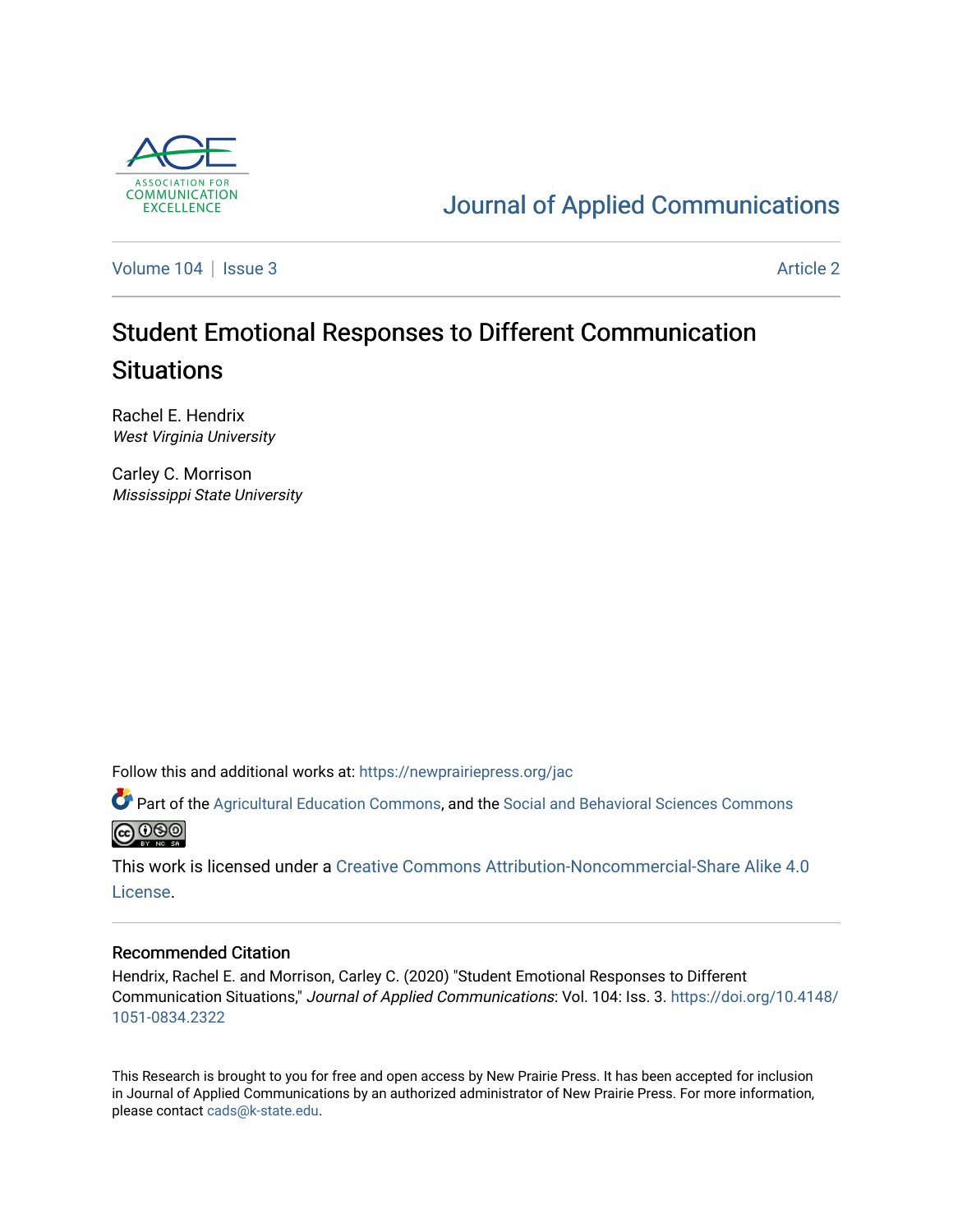ASSOCIATION FOR COMMUNICATION EXCELLENCE

Journal of Applied Communications

Volume 104 | Issue 3 Article 2

# Student Emotional Responses to Different Communication Situations

Rachel E. Hendrix
*West Virginia University*

Carley C. Morrison
*Mississippi State University*

Follow this and additional works at: https://newprairiepress.org/jac

Part of the Agricultural Education Commons, and the Social and Behavioral Sciences Commons

This work is licensed under a Creative Commons Attribution-Noncommercial-Share Alike 4.0 License.

## Recommended Citation

Hendrix, Rachel E. and Morrison, Carley C. (2020) "Student Emotional Responses to Different Communication Situations," *Journal of Applied Communications*: Vol. 104: Iss. 3. https://doi.org/10.4148/1051-0834.2322

This Research is brought to you for free and open access by New Prairie Press. It has been accepted for inclusion in Journal of Applied Communications by an authorized administrator of New Prairie Press. For more information, please contact cads@k-state.edu.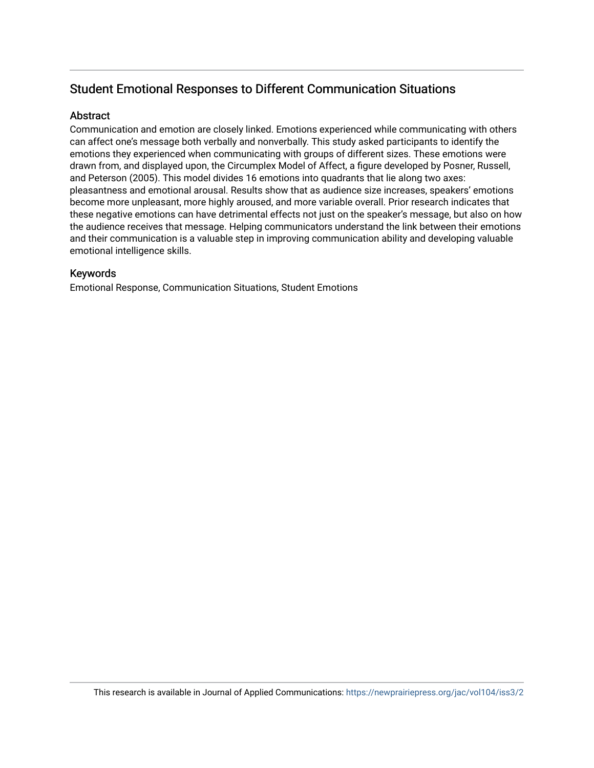## Student Emotional Responses to Different Communication Situations

### Abstract

Communication and emotion are closely linked. Emotions experienced while communicating with others can affect one's message both verbally and nonverbally. This study asked participants to identify the emotions they experienced when communicating with groups of different sizes. These emotions were drawn from, and displayed upon, the Circumplex Model of Affect, a figure developed by Posner, Russell, and Peterson (2005). This model divides 16 emotions into quadrants that lie along two axes: pleasantness and emotional arousal. Results show that as audience size increases, speakers' emotions become more unpleasant, more highly aroused, and more variable overall. Prior research indicates that these negative emotions can have detrimental effects not just on the speaker's message, but also on how the audience receives that message. Helping communicators understand the link between their emotions and their communication is a valuable step in improving communication ability and developing valuable emotional intelligence skills.

### Keywords

Emotional Response, Communication Situations, Student Emotions

This research is available in Journal of Applied Communications: https://newprairiepress.org/jac/vol104/iss3/2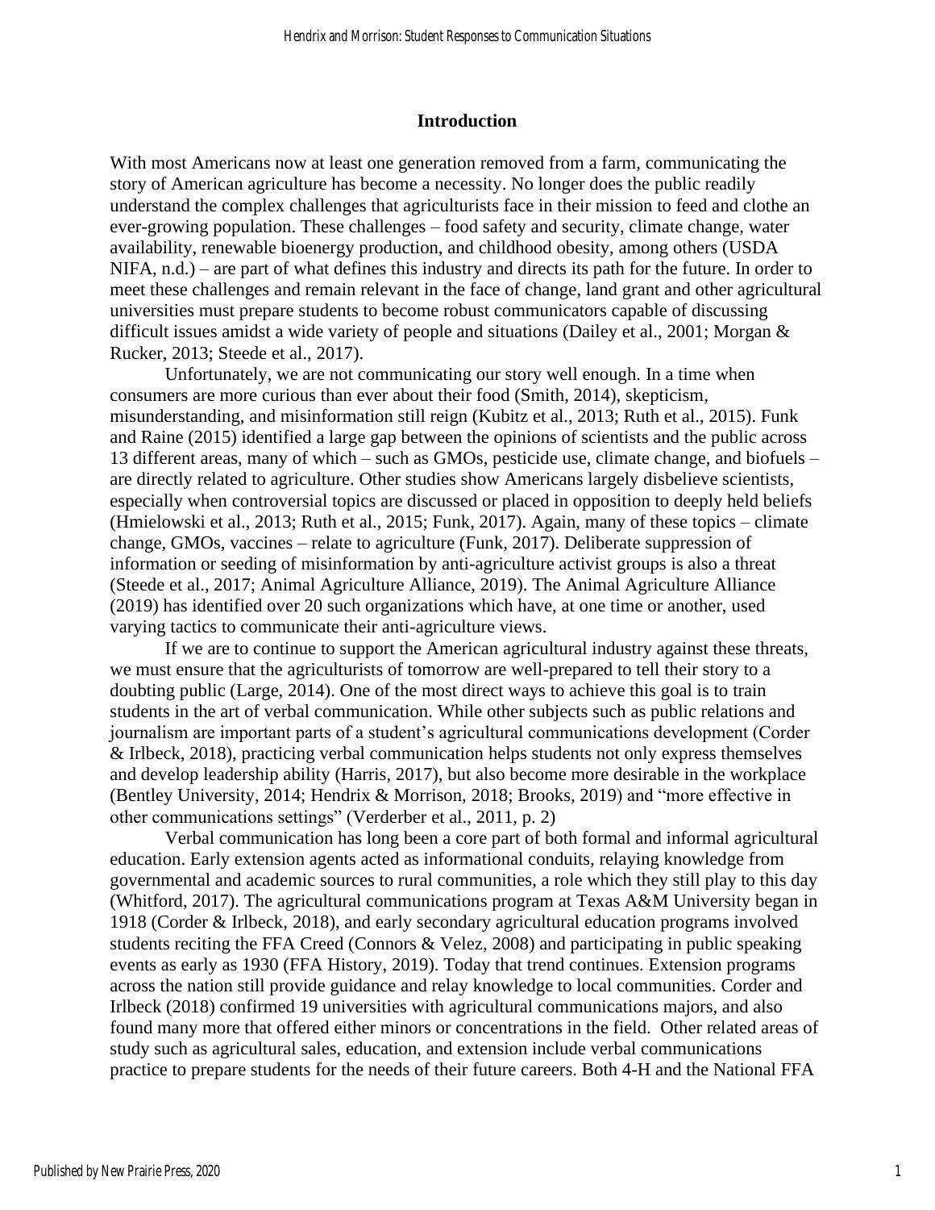## Introduction

With most Americans now at least one generation removed from a farm, communicating the story of American agriculture has become a necessity. No longer does the public readily understand the complex challenges that agriculturists face in their mission to feed and clothe an ever-growing population. These challenges – food safety and security, climate change, water availability, renewable bioenergy production, and childhood obesity, among others (USDA NIFA, n.d.) – are part of what defines this industry and directs its path for the future. In order to meet these challenges and remain relevant in the face of change, land grant and other agricultural universities must prepare students to become robust communicators capable of discussing difficult issues amidst a wide variety of people and situations (Dailey et al., 2001; Morgan & Rucker, 2013; Steede et al., 2017).

Unfortunately, we are not communicating our story well enough. In a time when consumers are more curious than ever about their food (Smith, 2014), skepticism, misunderstanding, and misinformation still reign (Kubitz et al., 2013; Ruth et al., 2015). Funk and Raine (2015) identified a large gap between the opinions of scientists and the public across 13 different areas, many of which – such as GMOs, pesticide use, climate change, and biofuels – are directly related to agriculture. Other studies show Americans largely disbelieve scientists, especially when controversial topics are discussed or placed in opposition to deeply held beliefs (Hmielowski et al., 2013; Ruth et al., 2015; Funk, 2017). Again, many of these topics – climate change, GMOs, vaccines – relate to agriculture (Funk, 2017). Deliberate suppression of information or seeding of misinformation by anti-agriculture activist groups is also a threat (Steede et al., 2017; Animal Agriculture Alliance, 2019). The Animal Agriculture Alliance (2019) has identified over 20 such organizations which have, at one time or another, used varying tactics to communicate their anti-agriculture views.

If we are to continue to support the American agricultural industry against these threats, we must ensure that the agriculturists of tomorrow are well-prepared to tell their story to a doubting public (Large, 2014). One of the most direct ways to achieve this goal is to train students in the art of verbal communication. While other subjects such as public relations and journalism are important parts of a student's agricultural communications development (Corder & Irlbeck, 2018), practicing verbal communication helps students not only express themselves and develop leadership ability (Harris, 2017), but also become more desirable in the workplace (Bentley University, 2014; Hendrix & Morrison, 2018; Brooks, 2019) and "more effective in other communications settings" (Verderber et al., 2011, p. 2)

Verbal communication has long been a core part of both formal and informal agricultural education. Early extension agents acted as informational conduits, relaying knowledge from governmental and academic sources to rural communities, a role which they still play to this day (Whitford, 2017). The agricultural communications program at Texas A&M University began in 1918 (Corder & Irlbeck, 2018), and early secondary agricultural education programs involved students reciting the FFA Creed (Connors & Velez, 2008) and participating in public speaking events as early as 1930 (FFA History, 2019). Today that trend continues. Extension programs across the nation still provide guidance and relay knowledge to local communities. Corder and Irlbeck (2018) confirmed 19 universities with agricultural communications majors, and also found many more that offered either minors or concentrations in the field. Other related areas of study such as agricultural sales, education, and extension include verbal communications practice to prepare students for the needs of their future careers. Both 4-H and the National FFA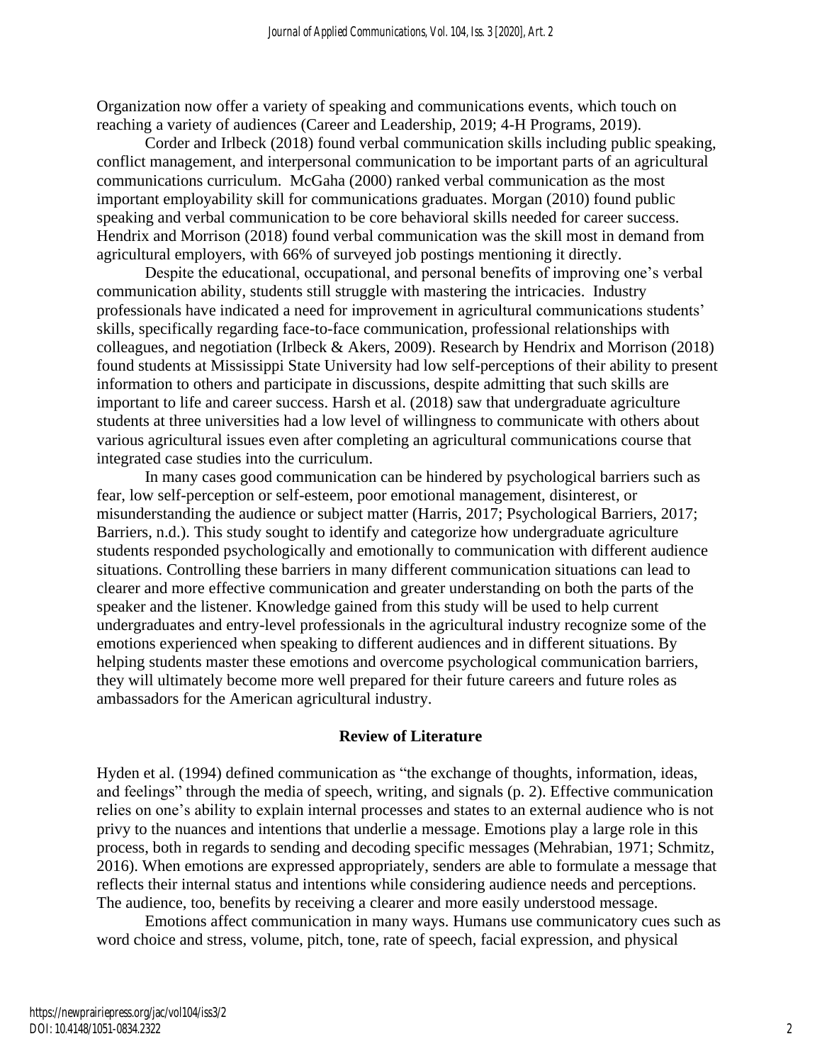Organization now offer a variety of speaking and communications events, which touch on reaching a variety of audiences (Career and Leadership, 2019; 4-H Programs, 2019).

Corder and Irlbeck (2018) found verbal communication skills including public speaking, conflict management, and interpersonal communication to be important parts of an agricultural communications curriculum. McGaha (2000) ranked verbal communication as the most important employability skill for communications graduates. Morgan (2010) found public speaking and verbal communication to be core behavioral skills needed for career success. Hendrix and Morrison (2018) found verbal communication was the skill most in demand from agricultural employers, with 66% of surveyed job postings mentioning it directly.

Despite the educational, occupational, and personal benefits of improving one's verbal communication ability, students still struggle with mastering the intricacies. Industry professionals have indicated a need for improvement in agricultural communications students' skills, specifically regarding face-to-face communication, professional relationships with colleagues, and negotiation (Irlbeck & Akers, 2009). Research by Hendrix and Morrison (2018) found students at Mississippi State University had low self-perceptions of their ability to present information to others and participate in discussions, despite admitting that such skills are important to life and career success. Harsh et al. (2018) saw that undergraduate agriculture students at three universities had a low level of willingness to communicate with others about various agricultural issues even after completing an agricultural communications course that integrated case studies into the curriculum.

In many cases good communication can be hindered by psychological barriers such as fear, low self-perception or self-esteem, poor emotional management, disinterest, or misunderstanding the audience or subject matter (Harris, 2017; Psychological Barriers, 2017; Barriers, n.d.). This study sought to identify and categorize how undergraduate agriculture students responded psychologically and emotionally to communication with different audience situations. Controlling these barriers in many different communication situations can lead to clearer and more effective communication and greater understanding on both the parts of the speaker and the listener. Knowledge gained from this study will be used to help current undergraduates and entry-level professionals in the agricultural industry recognize some of the emotions experienced when speaking to different audiences and in different situations. By helping students master these emotions and overcome psychological communication barriers, they will ultimately become more well prepared for their future careers and future roles as ambassadors for the American agricultural industry.

## Review of Literature

Hyden et al. (1994) defined communication as "the exchange of thoughts, information, ideas, and feelings" through the media of speech, writing, and signals (p. 2). Effective communication relies on one's ability to explain internal processes and states to an external audience who is not privy to the nuances and intentions that underlie a message. Emotions play a large role in this process, both in regards to sending and decoding specific messages (Mehrabian, 1971; Schmitz, 2016). When emotions are expressed appropriately, senders are able to formulate a message that reflects their internal status and intentions while considering audience needs and perceptions. The audience, too, benefits by receiving a clearer and more easily understood message.

Emotions affect communication in many ways. Humans use communicatory cues such as word choice and stress, volume, pitch, tone, rate of speech, facial expression, and physical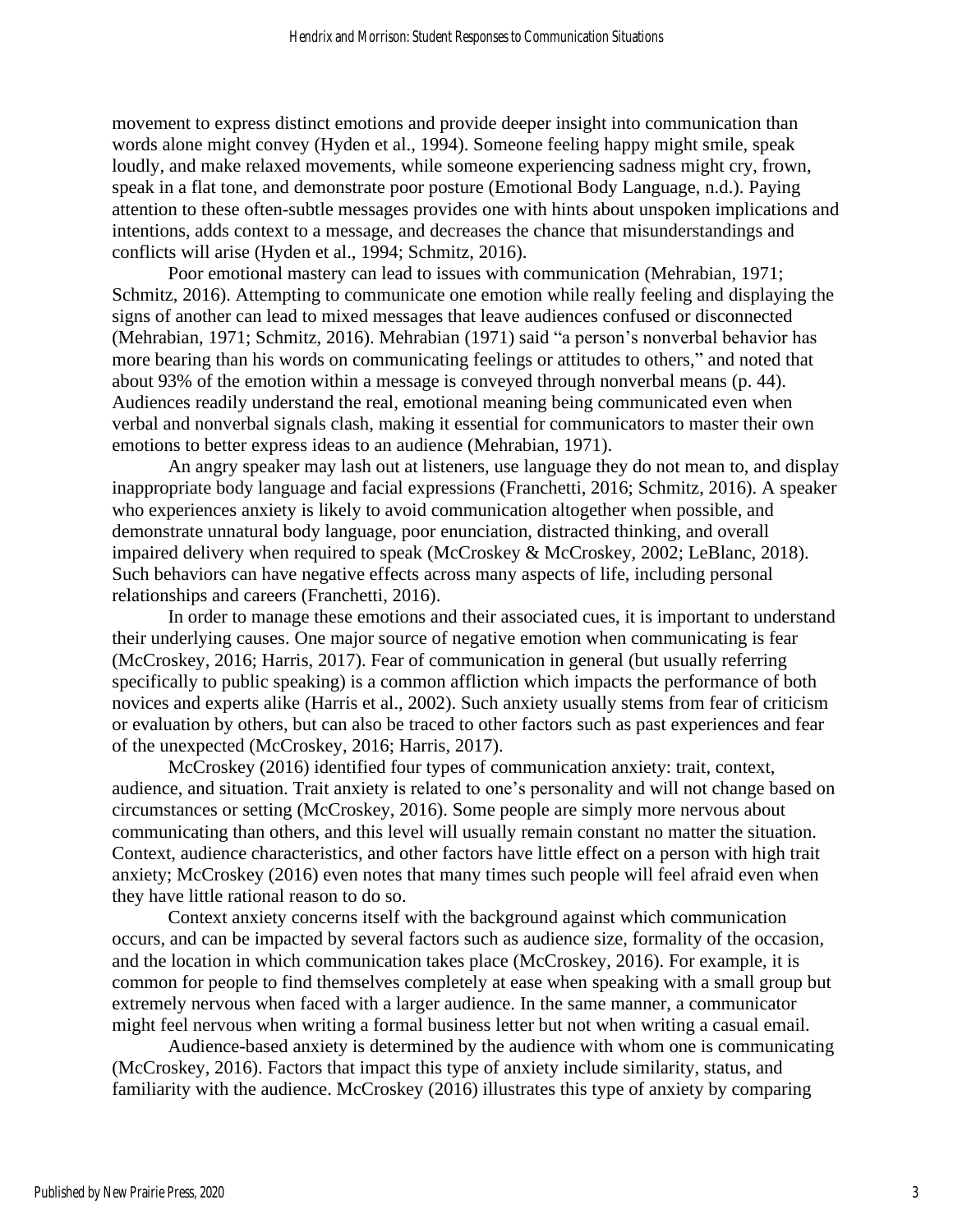movement to express distinct emotions and provide deeper insight into communication than words alone might convey (Hyden et al., 1994). Someone feeling happy might smile, speak loudly, and make relaxed movements, while someone experiencing sadness might cry, frown, speak in a flat tone, and demonstrate poor posture (Emotional Body Language, n.d.). Paying attention to these often-subtle messages provides one with hints about unspoken implications and intentions, adds context to a message, and decreases the chance that misunderstandings and conflicts will arise (Hyden et al., 1994; Schmitz, 2016).

Poor emotional mastery can lead to issues with communication (Mehrabian, 1971; Schmitz, 2016). Attempting to communicate one emotion while really feeling and displaying the signs of another can lead to mixed messages that leave audiences confused or disconnected (Mehrabian, 1971; Schmitz, 2016). Mehrabian (1971) said "a person's nonverbal behavior has more bearing than his words on communicating feelings or attitudes to others," and noted that about 93% of the emotion within a message is conveyed through nonverbal means (p. 44). Audiences readily understand the real, emotional meaning being communicated even when verbal and nonverbal signals clash, making it essential for communicators to master their own emotions to better express ideas to an audience (Mehrabian, 1971).

An angry speaker may lash out at listeners, use language they do not mean to, and display inappropriate body language and facial expressions (Franchetti, 2016; Schmitz, 2016). A speaker who experiences anxiety is likely to avoid communication altogether when possible, and demonstrate unnatural body language, poor enunciation, distracted thinking, and overall impaired delivery when required to speak (McCroskey & McCroskey, 2002; LeBlanc, 2018). Such behaviors can have negative effects across many aspects of life, including personal relationships and careers (Franchetti, 2016).

In order to manage these emotions and their associated cues, it is important to understand their underlying causes. One major source of negative emotion when communicating is fear (McCroskey, 2016; Harris, 2017). Fear of communication in general (but usually referring specifically to public speaking) is a common affliction which impacts the performance of both novices and experts alike (Harris et al., 2002). Such anxiety usually stems from fear of criticism or evaluation by others, but can also be traced to other factors such as past experiences and fear of the unexpected (McCroskey, 2016; Harris, 2017).

McCroskey (2016) identified four types of communication anxiety: trait, context, audience, and situation. Trait anxiety is related to one's personality and will not change based on circumstances or setting (McCroskey, 2016). Some people are simply more nervous about communicating than others, and this level will usually remain constant no matter the situation. Context, audience characteristics, and other factors have little effect on a person with high trait anxiety; McCroskey (2016) even notes that many times such people will feel afraid even when they have little rational reason to do so.

Context anxiety concerns itself with the background against which communication occurs, and can be impacted by several factors such as audience size, formality of the occasion, and the location in which communication takes place (McCroskey, 2016). For example, it is common for people to find themselves completely at ease when speaking with a small group but extremely nervous when faced with a larger audience. In the same manner, a communicator might feel nervous when writing a formal business letter but not when writing a casual email.

Audience-based anxiety is determined by the audience with whom one is communicating (McCroskey, 2016). Factors that impact this type of anxiety include similarity, status, and familiarity with the audience. McCroskey (2016) illustrates this type of anxiety by comparing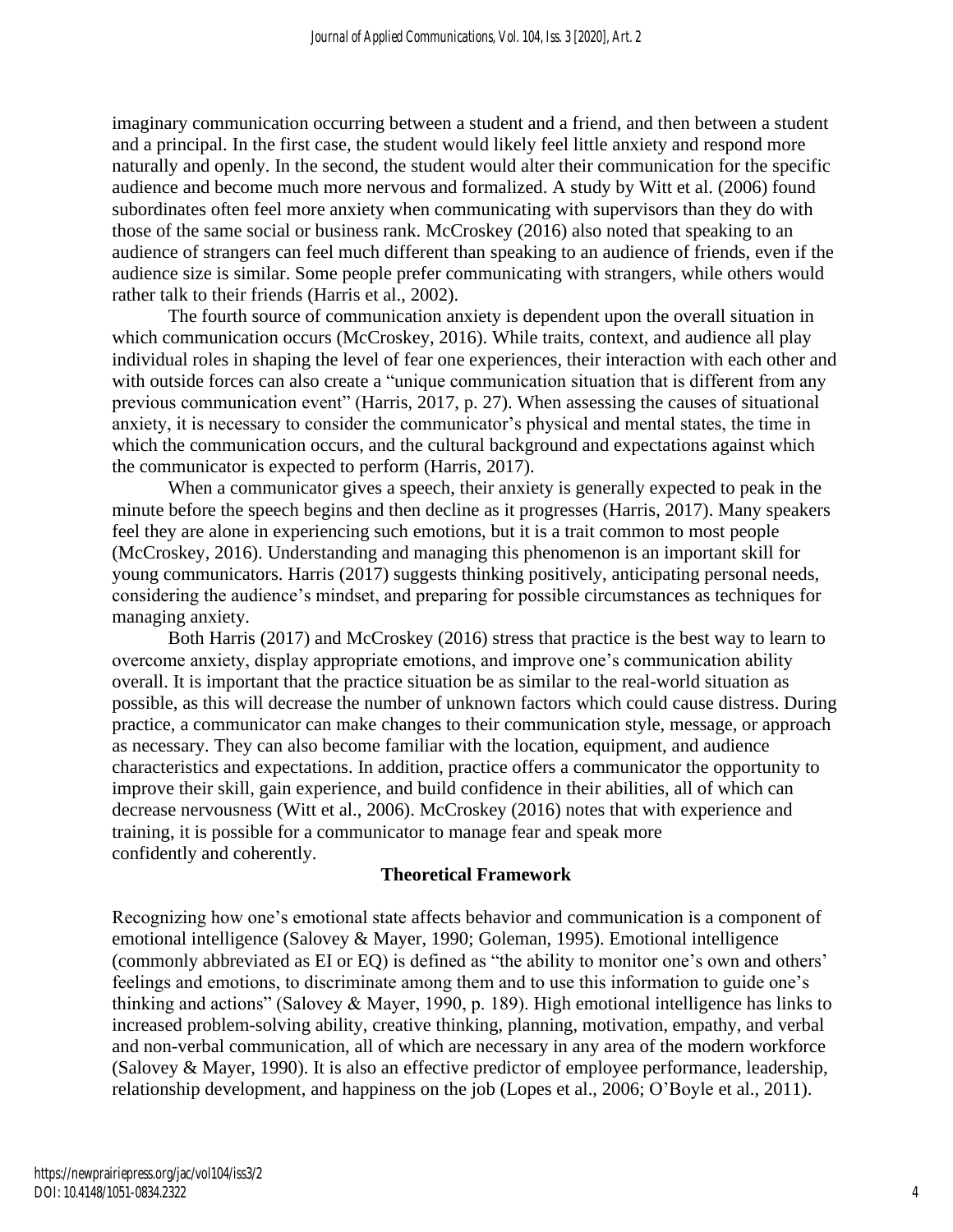imaginary communication occurring between a student and a friend, and then between a student and a principal. In the first case, the student would likely feel little anxiety and respond more naturally and openly. In the second, the student would alter their communication for the specific audience and become much more nervous and formalized. A study by Witt et al. (2006) found subordinates often feel more anxiety when communicating with supervisors than they do with those of the same social or business rank. McCroskey (2016) also noted that speaking to an audience of strangers can feel much different than speaking to an audience of friends, even if the audience size is similar. Some people prefer communicating with strangers, while others would rather talk to their friends (Harris et al., 2002).

The fourth source of communication anxiety is dependent upon the overall situation in which communication occurs (McCroskey, 2016). While traits, context, and audience all play individual roles in shaping the level of fear one experiences, their interaction with each other and with outside forces can also create a "unique communication situation that is different from any previous communication event" (Harris, 2017, p. 27). When assessing the causes of situational anxiety, it is necessary to consider the communicator's physical and mental states, the time in which the communication occurs, and the cultural background and expectations against which the communicator is expected to perform (Harris, 2017).

When a communicator gives a speech, their anxiety is generally expected to peak in the minute before the speech begins and then decline as it progresses (Harris, 2017). Many speakers feel they are alone in experiencing such emotions, but it is a trait common to most people (McCroskey, 2016). Understanding and managing this phenomenon is an important skill for young communicators. Harris (2017) suggests thinking positively, anticipating personal needs, considering the audience's mindset, and preparing for possible circumstances as techniques for managing anxiety.

Both Harris (2017) and McCroskey (2016) stress that practice is the best way to learn to overcome anxiety, display appropriate emotions, and improve one's communication ability overall. It is important that the practice situation be as similar to the real-world situation as possible, as this will decrease the number of unknown factors which could cause distress. During practice, a communicator can make changes to their communication style, message, or approach as necessary. They can also become familiar with the location, equipment, and audience characteristics and expectations. In addition, practice offers a communicator the opportunity to improve their skill, gain experience, and build confidence in their abilities, all of which can decrease nervousness (Witt et al., 2006). McCroskey (2016) notes that with experience and training, it is possible for a communicator to manage fear and speak more confidently and coherently.

## Theoretical Framework

Recognizing how one's emotional state affects behavior and communication is a component of emotional intelligence (Salovey & Mayer, 1990; Goleman, 1995). Emotional intelligence (commonly abbreviated as EI or EQ) is defined as "the ability to monitor one's own and others' feelings and emotions, to discriminate among them and to use this information to guide one's thinking and actions" (Salovey & Mayer, 1990, p. 189). High emotional intelligence has links to increased problem-solving ability, creative thinking, planning, motivation, empathy, and verbal and non-verbal communication, all of which are necessary in any area of the modern workforce (Salovey & Mayer, 1990). It is also an effective predictor of employee performance, leadership, relationship development, and happiness on the job (Lopes et al., 2006; O'Boyle et al., 2011).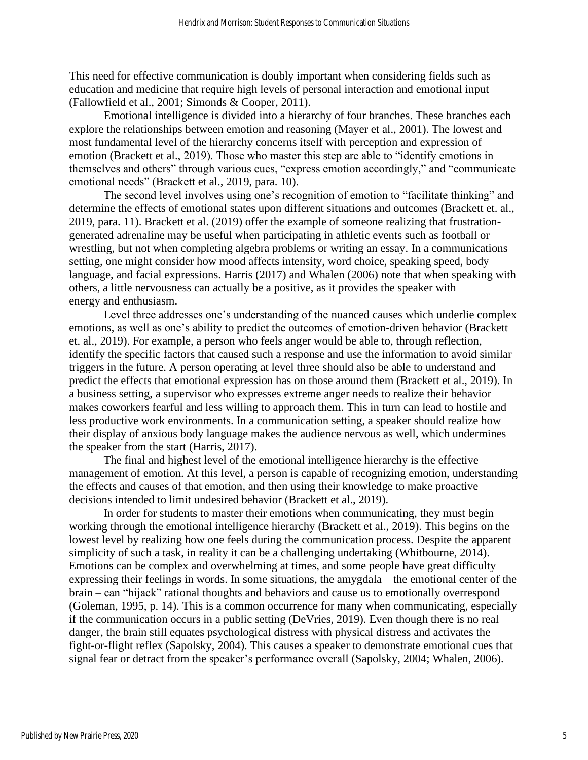This need for effective communication is doubly important when considering fields such as education and medicine that require high levels of personal interaction and emotional input (Fallowfield et al., 2001; Simonds & Cooper, 2011).

Emotional intelligence is divided into a hierarchy of four branches. These branches each explore the relationships between emotion and reasoning (Mayer et al., 2001). The lowest and most fundamental level of the hierarchy concerns itself with perception and expression of emotion (Brackett et al., 2019). Those who master this step are able to "identify emotions in themselves and others" through various cues, "express emotion accordingly," and "communicate emotional needs" (Brackett et al., 2019, para. 10).

The second level involves using one's recognition of emotion to "facilitate thinking" and determine the effects of emotional states upon different situations and outcomes (Brackett et. al., 2019, para. 11). Brackett et al. (2019) offer the example of someone realizing that frustration-generated adrenaline may be useful when participating in athletic events such as football or wrestling, but not when completing algebra problems or writing an essay. In a communications setting, one might consider how mood affects intensity, word choice, speaking speed, body language, and facial expressions. Harris (2017) and Whalen (2006) note that when speaking with others, a little nervousness can actually be a positive, as it provides the speaker with energy and enthusiasm.

Level three addresses one's understanding of the nuanced causes which underlie complex emotions, as well as one's ability to predict the outcomes of emotion-driven behavior (Brackett et. al., 2019). For example, a person who feels anger would be able to, through reflection, identify the specific factors that caused such a response and use the information to avoid similar triggers in the future. A person operating at level three should also be able to understand and predict the effects that emotional expression has on those around them (Brackett et al., 2019). In a business setting, a supervisor who expresses extreme anger needs to realize their behavior makes coworkers fearful and less willing to approach them. This in turn can lead to hostile and less productive work environments. In a communication setting, a speaker should realize how their display of anxious body language makes the audience nervous as well, which undermines the speaker from the start (Harris, 2017).

The final and highest level of the emotional intelligence hierarchy is the effective management of emotion. At this level, a person is capable of recognizing emotion, understanding the effects and causes of that emotion, and then using their knowledge to make proactive decisions intended to limit undesired behavior (Brackett et al., 2019).

In order for students to master their emotions when communicating, they must begin working through the emotional intelligence hierarchy (Brackett et al., 2019). This begins on the lowest level by realizing how one feels during the communication process. Despite the apparent simplicity of such a task, in reality it can be a challenging undertaking (Whitbourne, 2014). Emotions can be complex and overwhelming at times, and some people have great difficulty expressing their feelings in words. In some situations, the amygdala – the emotional center of the brain – can "hijack" rational thoughts and behaviors and cause us to emotionally overrespond (Goleman, 1995, p. 14). This is a common occurrence for many when communicating, especially if the communication occurs in a public setting (DeVries, 2019). Even though there is no real danger, the brain still equates psychological distress with physical distress and activates the fight-or-flight reflex (Sapolsky, 2004). This causes a speaker to demonstrate emotional cues that signal fear or detract from the speaker's performance overall (Sapolsky, 2004; Whalen, 2006).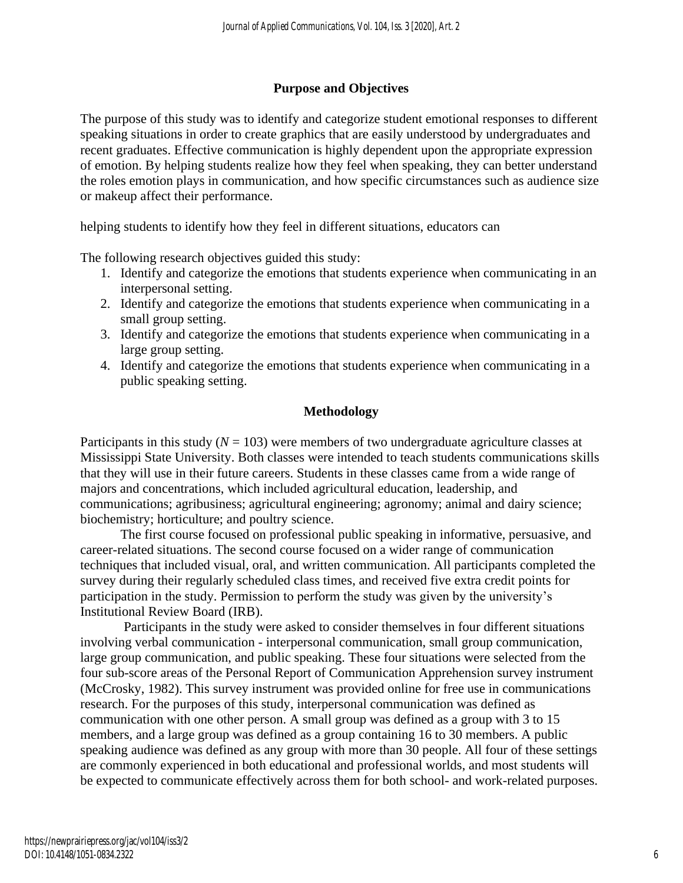## Purpose and Objectives

The purpose of this study was to identify and categorize student emotional responses to different speaking situations in order to create graphics that are easily understood by undergraduates and recent graduates. Effective communication is highly dependent upon the appropriate expression of emotion. By helping students realize how they feel when speaking, they can better understand the roles emotion plays in communication, and how specific circumstances such as audience size or makeup affect their performance.

helping students to identify how they feel in different situations, educators can

The following research objectives guided this study:

1. Identify and categorize the emotions that students experience when communicating in an interpersonal setting.
2. Identify and categorize the emotions that students experience when communicating in a small group setting.
3. Identify and categorize the emotions that students experience when communicating in a large group setting.
4. Identify and categorize the emotions that students experience when communicating in a public speaking setting.

## Methodology

Participants in this study (*N* = 103) were members of two undergraduate agriculture classes at Mississippi State University. Both classes were intended to teach students communications skills that they will use in their future careers. Students in these classes came from a wide range of majors and concentrations, which included agricultural education, leadership, and communications; agribusiness; agricultural engineering; agronomy; animal and dairy science; biochemistry; horticulture; and poultry science.

The first course focused on professional public speaking in informative, persuasive, and career-related situations. The second course focused on a wider range of communication techniques that included visual, oral, and written communication. All participants completed the survey during their regularly scheduled class times, and received five extra credit points for participation in the study. Permission to perform the study was given by the university's Institutional Review Board (IRB).

Participants in the study were asked to consider themselves in four different situations involving verbal communication - interpersonal communication, small group communication, large group communication, and public speaking. These four situations were selected from the four sub-score areas of the Personal Report of Communication Apprehension survey instrument (McCrosky, 1982). This survey instrument was provided online for free use in communications research. For the purposes of this study, interpersonal communication was defined as communication with one other person. A small group was defined as a group with 3 to 15 members, and a large group was defined as a group containing 16 to 30 members. A public speaking audience was defined as any group with more than 30 people. All four of these settings are commonly experienced in both educational and professional worlds, and most students will be expected to communicate effectively across them for both school- and work-related purposes.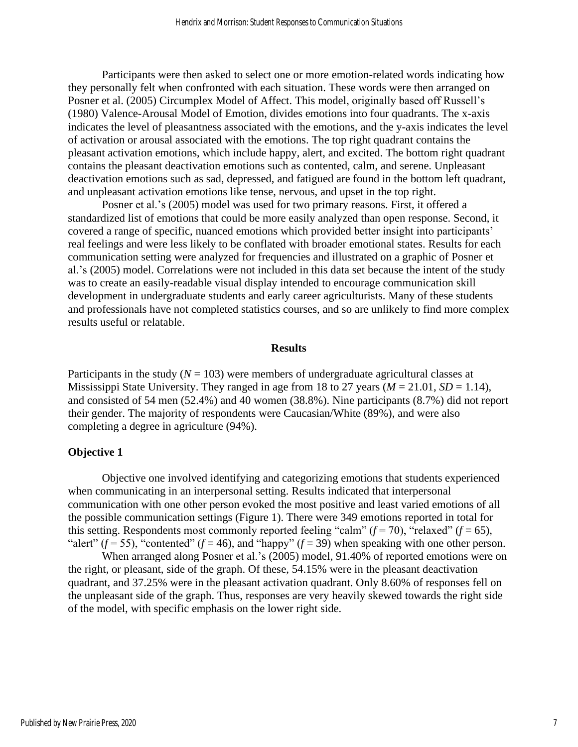Participants were then asked to select one or more emotion-related words indicating how they personally felt when confronted with each situation. These words were then arranged on Posner et al. (2005) Circumplex Model of Affect. This model, originally based off Russell's (1980) Valence-Arousal Model of Emotion, divides emotions into four quadrants. The x-axis indicates the level of pleasantness associated with the emotions, and the y-axis indicates the level of activation or arousal associated with the emotions. The top right quadrant contains the pleasant activation emotions, which include happy, alert, and excited. The bottom right quadrant contains the pleasant deactivation emotions such as contented, calm, and serene. Unpleasant deactivation emotions such as sad, depressed, and fatigued are found in the bottom left quadrant, and unpleasant activation emotions like tense, nervous, and upset in the top right.

Posner et al.'s (2005) model was used for two primary reasons. First, it offered a standardized list of emotions that could be more easily analyzed than open response. Second, it covered a range of specific, nuanced emotions which provided better insight into participants' real feelings and were less likely to be conflated with broader emotional states. Results for each communication setting were analyzed for frequencies and illustrated on a graphic of Posner et al.'s (2005) model. Correlations were not included in this data set because the intent of the study was to create an easily-readable visual display intended to encourage communication skill development in undergraduate students and early career agriculturists. Many of these students and professionals have not completed statistics courses, and so are unlikely to find more complex results useful or relatable.

## Results

Participants in the study ($N$ = 103) were members of undergraduate agricultural classes at Mississippi State University. They ranged in age from 18 to 27 years ($M$ = 21.01, $SD$ = 1.14), and consisted of 54 men (52.4%) and 40 women (38.8%). Nine participants (8.7%) did not report their gender. The majority of respondents were Caucasian/White (89%), and were also completing a degree in agriculture (94%).

### Objective 1

Objective one involved identifying and categorizing emotions that students experienced when communicating in an interpersonal setting. Results indicated that interpersonal communication with one other person evoked the most positive and least varied emotions of all the possible communication settings (Figure 1). There were 349 emotions reported in total for this setting. Respondents most commonly reported feeling "calm" ($f$ = 70), "relaxed" ($f$ = 65), "alert" ($f$ = 55), "contented" ($f$ = 46), and "happy" ($f$ = 39) when speaking with one other person.

When arranged along Posner et al.'s (2005) model, 91.40% of reported emotions were on the right, or pleasant, side of the graph. Of these, 54.15% were in the pleasant deactivation quadrant, and 37.25% were in the pleasant activation quadrant. Only 8.60% of responses fell on the unpleasant side of the graph. Thus, responses are very heavily skewed towards the right side of the model, with specific emphasis on the lower right side.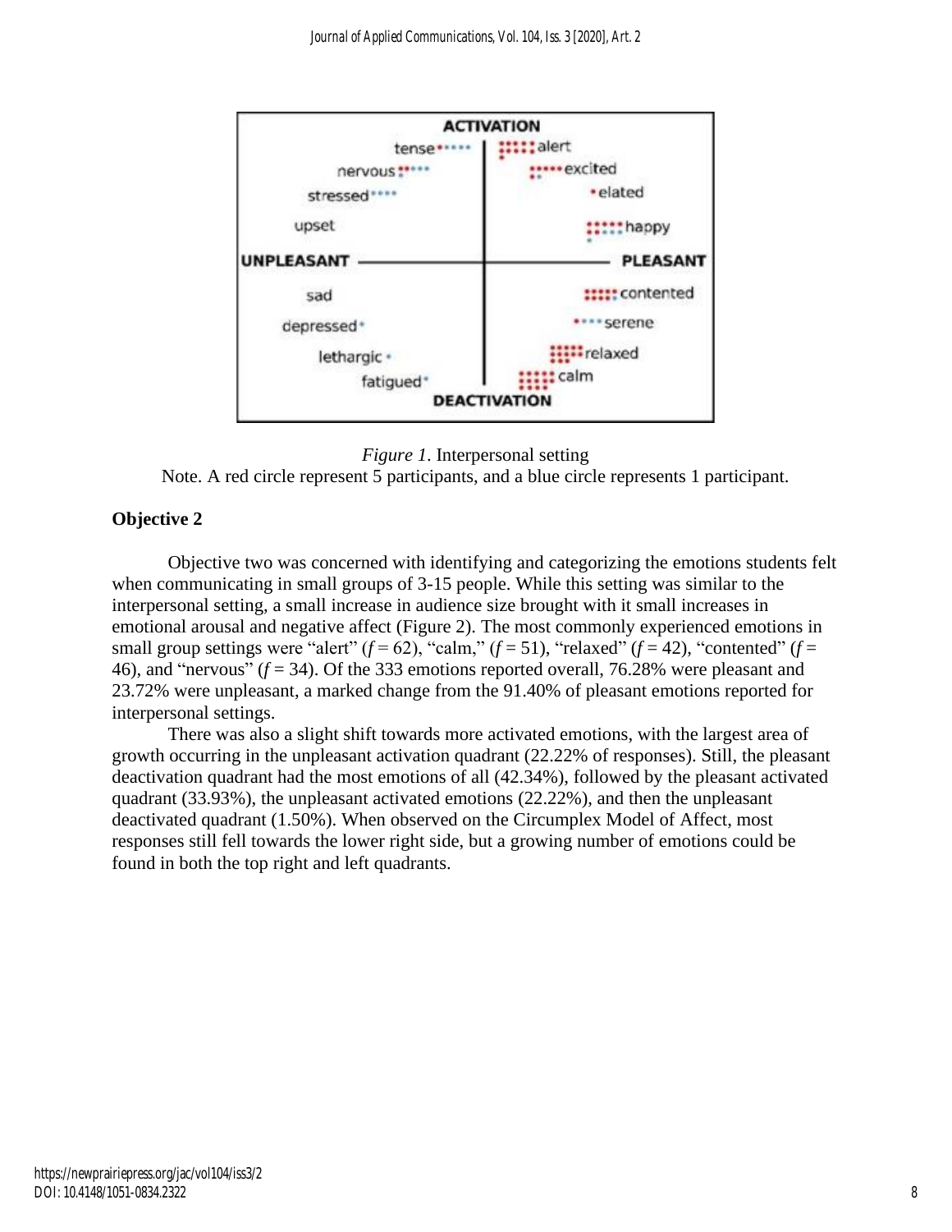*Figure 1.* Interpersonal setting

Note. A red circle represent 5 participants, and a blue circle represents 1 participant.

**Objective 2**

Objective two was concerned with identifying and categorizing the emotions students felt when communicating in small groups of 3-15 people. While this setting was similar to the interpersonal setting, a small increase in audience size brought with it small increases in emotional arousal and negative affect (Figure 2). The most commonly experienced emotions in small group settings were "alert" ($f = 62$), "calm," ($f = 51$), "relaxed" ($f = 42$), "contented" ($f = 46$), and "nervous" ($f = 34$). Of the 333 emotions reported overall, 76.28% were pleasant and 23.72% were unpleasant, a marked change from the 91.40% of pleasant emotions reported for interpersonal settings.

There was also a slight shift towards more activated emotions, with the largest area of growth occurring in the unpleasant activation quadrant (22.22% of responses). Still, the pleasant deactivation quadrant had the most emotions of all (42.34%), followed by the pleasant activated quadrant (33.93%), the unpleasant activated emotions (22.22%), and then the unpleasant deactivated quadrant (1.50%). When observed on the Circumplex Model of Affect, most responses still fell towards the lower right side, but a growing number of emotions could be found in both the top right and left quadrants.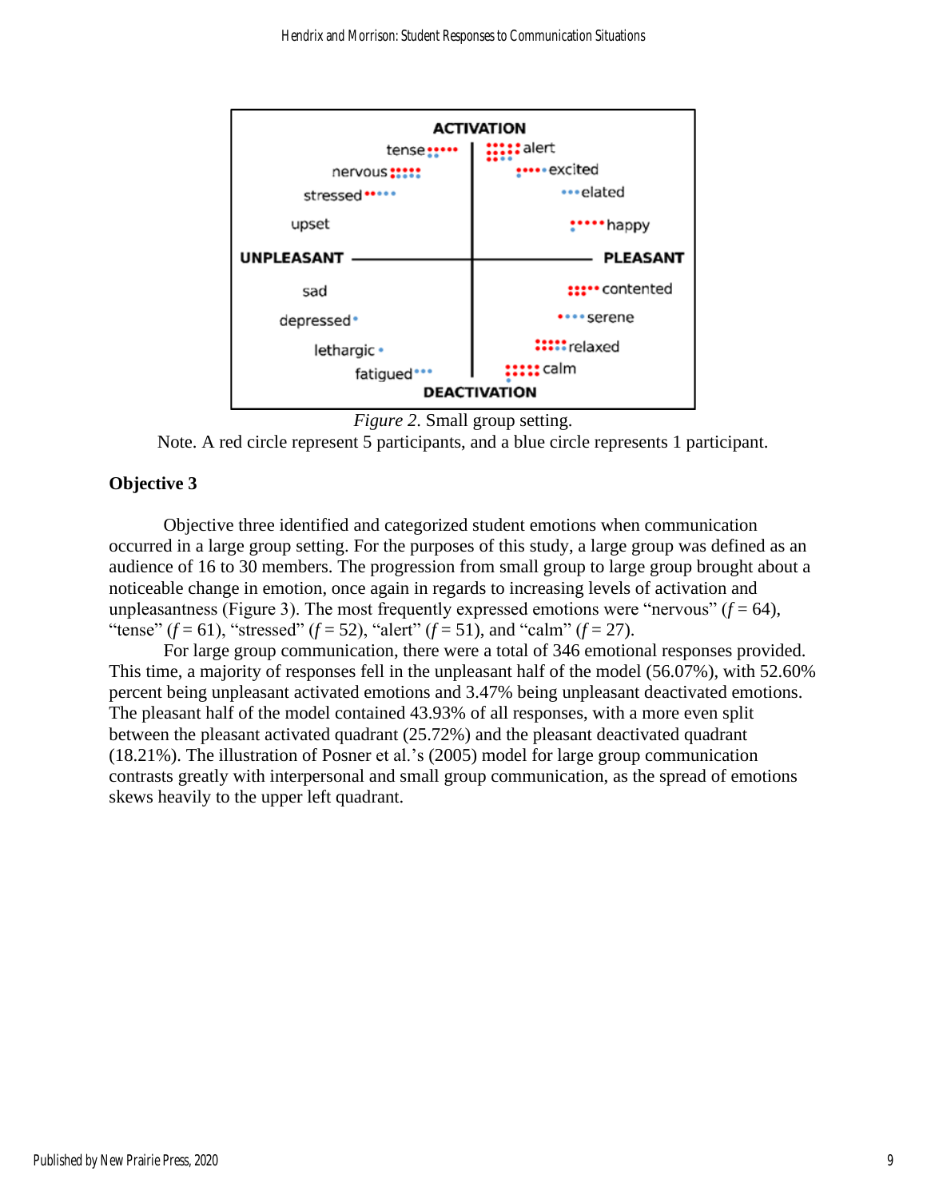*Figure 2*. Small group setting.

Note. A red circle represent 5 participants, and a blue circle represents 1 participant.

### Objective 3

Objective three identified and categorized student emotions when communication occurred in a large group setting. For the purposes of this study, a large group was defined as an audience of 16 to 30 members. The progression from small group to large group brought about a noticeable change in emotion, once again in regards to increasing levels of activation and unpleasantness (Figure 3). The most frequently expressed emotions were "nervous" ($f$ = 64), "tense" ($f$ = 61), "stressed" ($f$ = 52), "alert" ($f$ = 51), and "calm" ($f$ = 27).

For large group communication, there were a total of 346 emotional responses provided. This time, a majority of responses fell in the unpleasant half of the model (56.07%), with 52.60% percent being unpleasant activated emotions and 3.47% being unpleasant deactivated emotions. The pleasant half of the model contained 43.93% of all responses, with a more even split between the pleasant activated quadrant (25.72%) and the pleasant deactivated quadrant (18.21%). The illustration of Posner et al.'s (2005) model for large group communication contrasts greatly with interpersonal and small group communication, as the spread of emotions skews heavily to the upper left quadrant.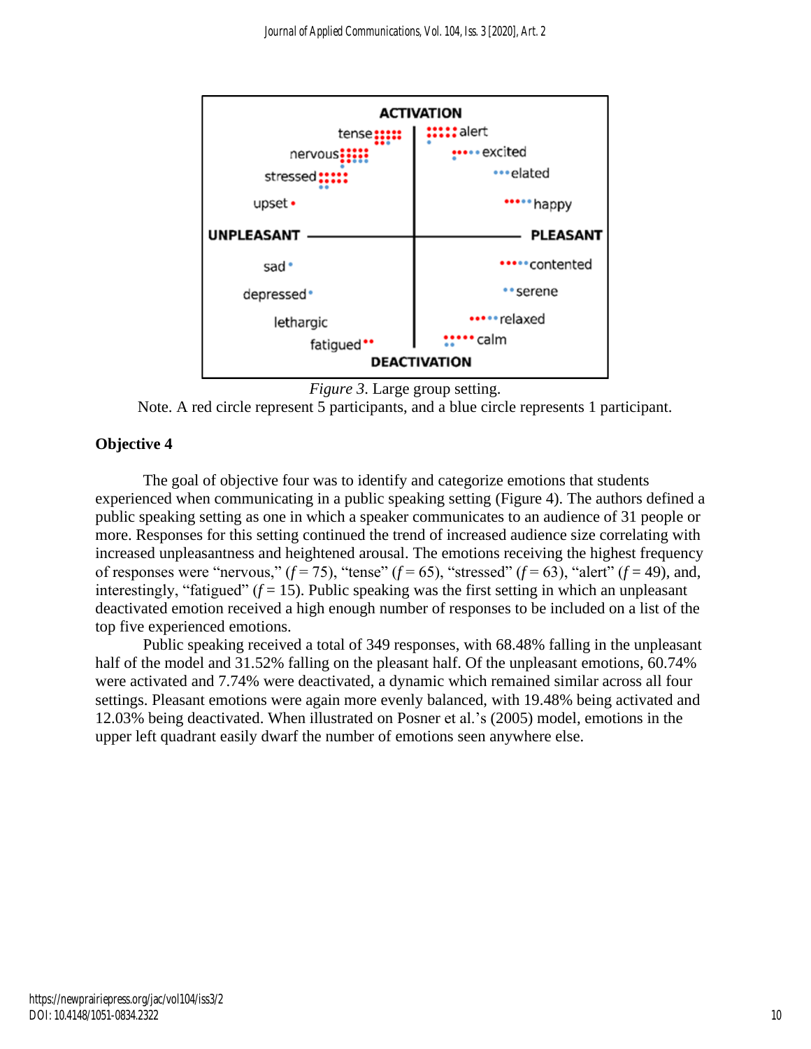*Figure 3*. Large group setting.

Note. A red circle represent 5 participants, and a blue circle represents 1 participant.

## Objective 4

The goal of objective four was to identify and categorize emotions that students experienced when communicating in a public speaking setting (Figure 4). The authors defined a public speaking setting as one in which a speaker communicates to an audience of 31 people or more. Responses for this setting continued the trend of increased audience size correlating with increased unpleasantness and heightened arousal. The emotions receiving the highest frequency of responses were "nervous," ($f$ = 75), "tense" ($f$ = 65), "stressed" ($f$ = 63), "alert" ($f$ = 49), and, interestingly, "fatigued" ($f$ = 15). Public speaking was the first setting in which an unpleasant deactivated emotion received a high enough number of responses to be included on a list of the top five experienced emotions.

Public speaking received a total of 349 responses, with 68.48% falling in the unpleasant half of the model and 31.52% falling on the pleasant half. Of the unpleasant emotions, 60.74% were activated and 7.74% were deactivated, a dynamic which remained similar across all four settings. Pleasant emotions were again more evenly balanced, with 19.48% being activated and 12.03% being deactivated. When illustrated on Posner et al.'s (2005) model, emotions in the upper left quadrant easily dwarf the number of emotions seen anywhere else.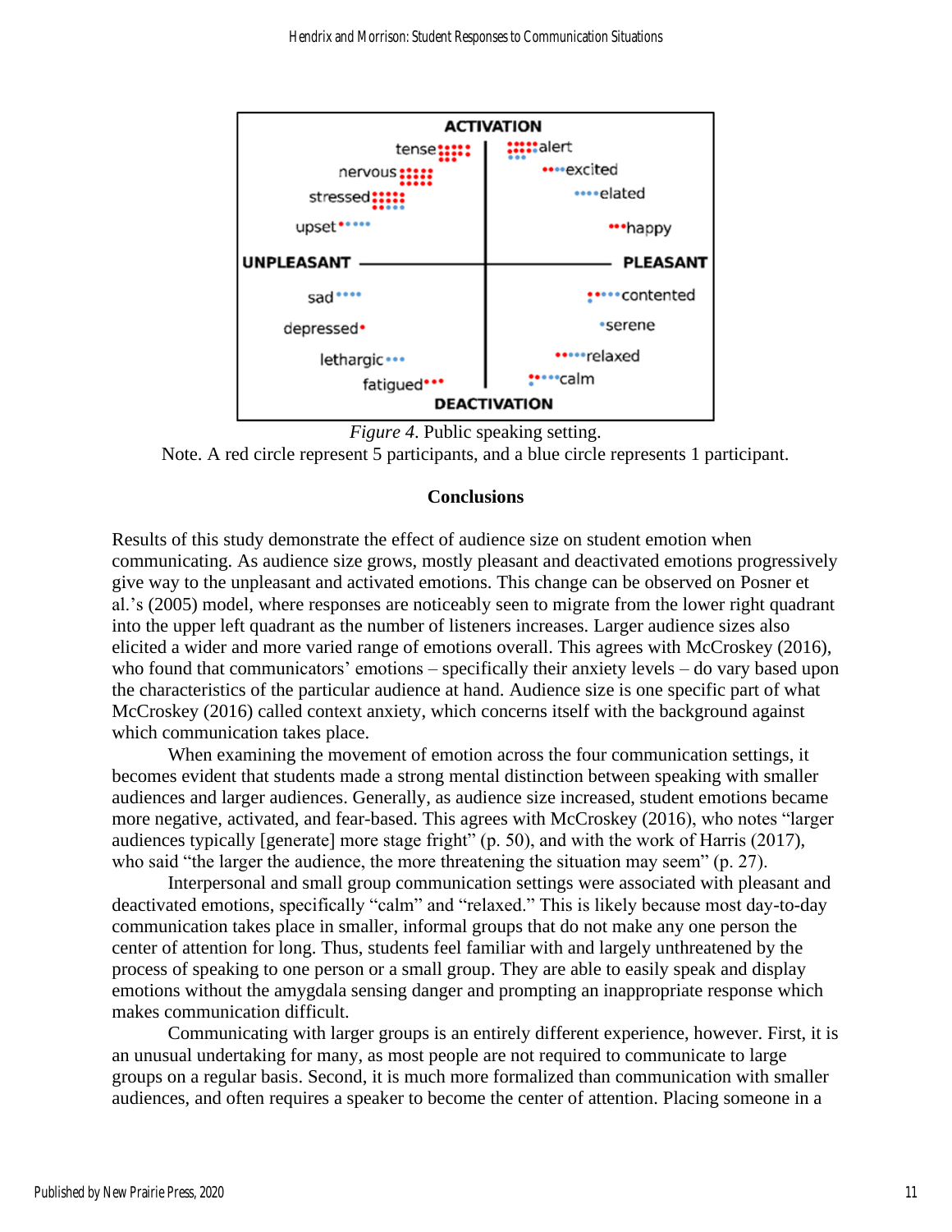*Figure 4*. Public speaking setting.

Note. A red circle represent 5 participants, and a blue circle represents 1 participant.

## Conclusions

Results of this study demonstrate the effect of audience size on student emotion when communicating. As audience size grows, mostly pleasant and deactivated emotions progressively give way to the unpleasant and activated emotions. This change can be observed on Posner et al.'s (2005) model, where responses are noticeably seen to migrate from the lower right quadrant into the upper left quadrant as the number of listeners increases. Larger audience sizes also elicited a wider and more varied range of emotions overall. This agrees with McCroskey (2016), who found that communicators' emotions – specifically their anxiety levels – do vary based upon the characteristics of the particular audience at hand. Audience size is one specific part of what McCroskey (2016) called context anxiety, which concerns itself with the background against which communication takes place.

When examining the movement of emotion across the four communication settings, it becomes evident that students made a strong mental distinction between speaking with smaller audiences and larger audiences. Generally, as audience size increased, student emotions became more negative, activated, and fear-based. This agrees with McCroskey (2016), who notes "larger audiences typically [generate] more stage fright" (p. 50), and with the work of Harris (2017), who said "the larger the audience, the more threatening the situation may seem" (p. 27).

Interpersonal and small group communication settings were associated with pleasant and deactivated emotions, specifically "calm" and "relaxed." This is likely because most day-to-day communication takes place in smaller, informal groups that do not make any one person the center of attention for long. Thus, students feel familiar with and largely unthreatened by the process of speaking to one person or a small group. They are able to easily speak and display emotions without the amygdala sensing danger and prompting an inappropriate response which makes communication difficult.

Communicating with larger groups is an entirely different experience, however. First, it is an unusual undertaking for many, as most people are not required to communicate to large groups on a regular basis. Second, it is much more formalized than communication with smaller audiences, and often requires a speaker to become the center of attention. Placing someone in a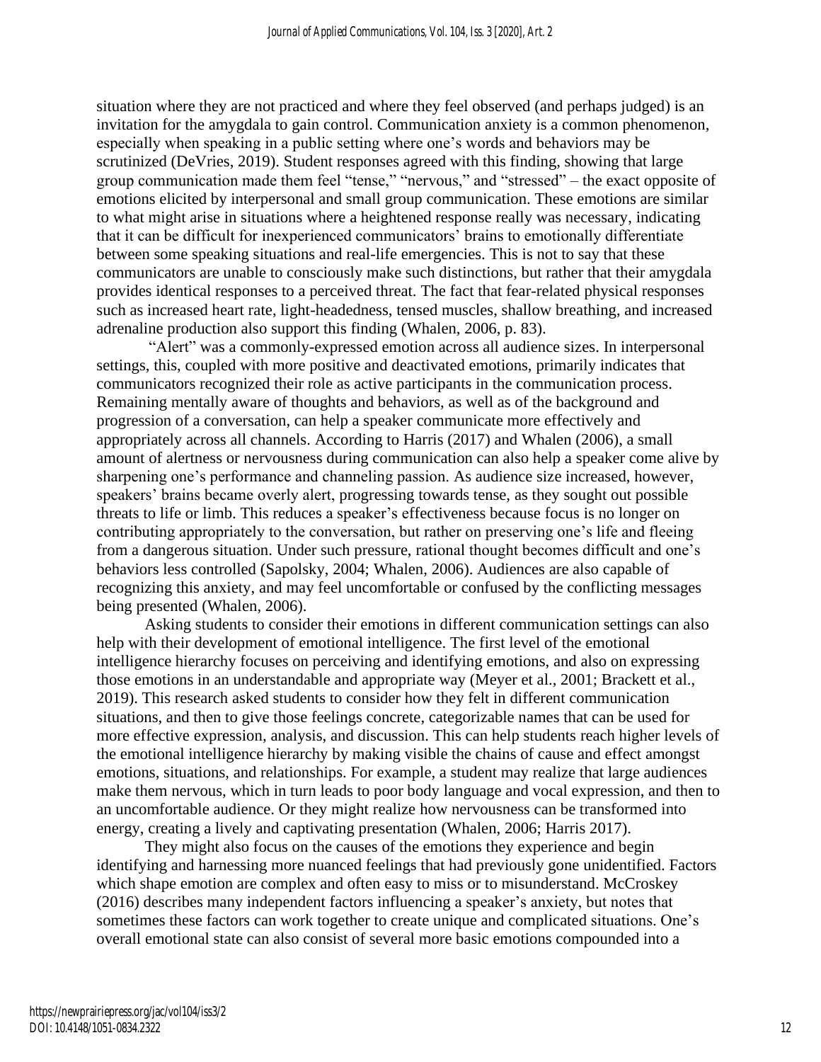situation where they are not practiced and where they feel observed (and perhaps judged) is an invitation for the amygdala to gain control. Communication anxiety is a common phenomenon, especially when speaking in a public setting where one's words and behaviors may be scrutinized (DeVries, 2019). Student responses agreed with this finding, showing that large group communication made them feel "tense," "nervous," and "stressed" – the exact opposite of emotions elicited by interpersonal and small group communication. These emotions are similar to what might arise in situations where a heightened response really was necessary, indicating that it can be difficult for inexperienced communicators' brains to emotionally differentiate between some speaking situations and real-life emergencies. This is not to say that these communicators are unable to consciously make such distinctions, but rather that their amygdala provides identical responses to a perceived threat. The fact that fear-related physical responses such as increased heart rate, light-headedness, tensed muscles, shallow breathing, and increased adrenaline production also support this finding (Whalen, 2006, p. 83).

"Alert" was a commonly-expressed emotion across all audience sizes. In interpersonal settings, this, coupled with more positive and deactivated emotions, primarily indicates that communicators recognized their role as active participants in the communication process. Remaining mentally aware of thoughts and behaviors, as well as of the background and progression of a conversation, can help a speaker communicate more effectively and appropriately across all channels. According to Harris (2017) and Whalen (2006), a small amount of alertness or nervousness during communication can also help a speaker come alive by sharpening one's performance and channeling passion. As audience size increased, however, speakers' brains became overly alert, progressing towards tense, as they sought out possible threats to life or limb. This reduces a speaker's effectiveness because focus is no longer on contributing appropriately to the conversation, but rather on preserving one's life and fleeing from a dangerous situation. Under such pressure, rational thought becomes difficult and one's behaviors less controlled (Sapolsky, 2004; Whalen, 2006). Audiences are also capable of recognizing this anxiety, and may feel uncomfortable or confused by the conflicting messages being presented (Whalen, 2006).

Asking students to consider their emotions in different communication settings can also help with their development of emotional intelligence. The first level of the emotional intelligence hierarchy focuses on perceiving and identifying emotions, and also on expressing those emotions in an understandable and appropriate way (Meyer et al., 2001; Brackett et al., 2019). This research asked students to consider how they felt in different communication situations, and then to give those feelings concrete, categorizable names that can be used for more effective expression, analysis, and discussion. This can help students reach higher levels of the emotional intelligence hierarchy by making visible the chains of cause and effect amongst emotions, situations, and relationships. For example, a student may realize that large audiences make them nervous, which in turn leads to poor body language and vocal expression, and then to an uncomfortable audience. Or they might realize how nervousness can be transformed into energy, creating a lively and captivating presentation (Whalen, 2006; Harris 2017).

They might also focus on the causes of the emotions they experience and begin identifying and harnessing more nuanced feelings that had previously gone unidentified. Factors which shape emotion are complex and often easy to miss or to misunderstand. McCroskey (2016) describes many independent factors influencing a speaker's anxiety, but notes that sometimes these factors can work together to create unique and complicated situations. One's overall emotional state can also consist of several more basic emotions compounded into a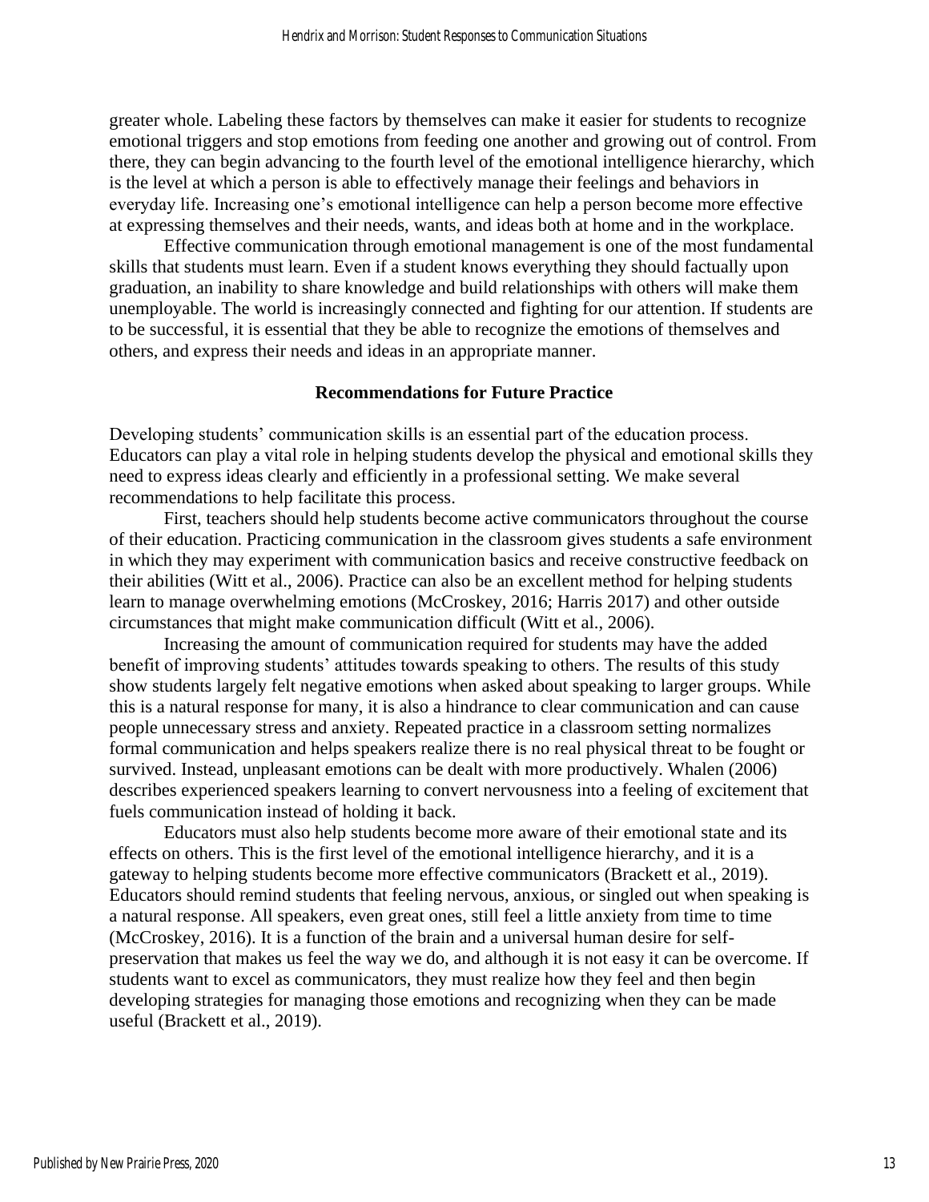greater whole. Labeling these factors by themselves can make it easier for students to recognize emotional triggers and stop emotions from feeding one another and growing out of control. From there, they can begin advancing to the fourth level of the emotional intelligence hierarchy, which is the level at which a person is able to effectively manage their feelings and behaviors in everyday life. Increasing one's emotional intelligence can help a person become more effective at expressing themselves and their needs, wants, and ideas both at home and in the workplace.

Effective communication through emotional management is one of the most fundamental skills that students must learn. Even if a student knows everything they should factually upon graduation, an inability to share knowledge and build relationships with others will make them unemployable. The world is increasingly connected and fighting for our attention. If students are to be successful, it is essential that they be able to recognize the emotions of themselves and others, and express their needs and ideas in an appropriate manner.

## Recommendations for Future Practice

Developing students' communication skills is an essential part of the education process. Educators can play a vital role in helping students develop the physical and emotional skills they need to express ideas clearly and efficiently in a professional setting. We make several recommendations to help facilitate this process.

First, teachers should help students become active communicators throughout the course of their education. Practicing communication in the classroom gives students a safe environment in which they may experiment with communication basics and receive constructive feedback on their abilities (Witt et al., 2006). Practice can also be an excellent method for helping students learn to manage overwhelming emotions (McCroskey, 2016; Harris 2017) and other outside circumstances that might make communication difficult (Witt et al., 2006).

Increasing the amount of communication required for students may have the added benefit of improving students' attitudes towards speaking to others. The results of this study show students largely felt negative emotions when asked about speaking to larger groups. While this is a natural response for many, it is also a hindrance to clear communication and can cause people unnecessary stress and anxiety. Repeated practice in a classroom setting normalizes formal communication and helps speakers realize there is no real physical threat to be fought or survived. Instead, unpleasant emotions can be dealt with more productively. Whalen (2006) describes experienced speakers learning to convert nervousness into a feeling of excitement that fuels communication instead of holding it back.

Educators must also help students become more aware of their emotional state and its effects on others. This is the first level of the emotional intelligence hierarchy, and it is a gateway to helping students become more effective communicators (Brackett et al., 2019). Educators should remind students that feeling nervous, anxious, or singled out when speaking is a natural response. All speakers, even great ones, still feel a little anxiety from time to time (McCroskey, 2016). It is a function of the brain and a universal human desire for self-preservation that makes us feel the way we do, and although it is not easy it can be overcome. If students want to excel as communicators, they must realize how they feel and then begin developing strategies for managing those emotions and recognizing when they can be made useful (Brackett et al., 2019).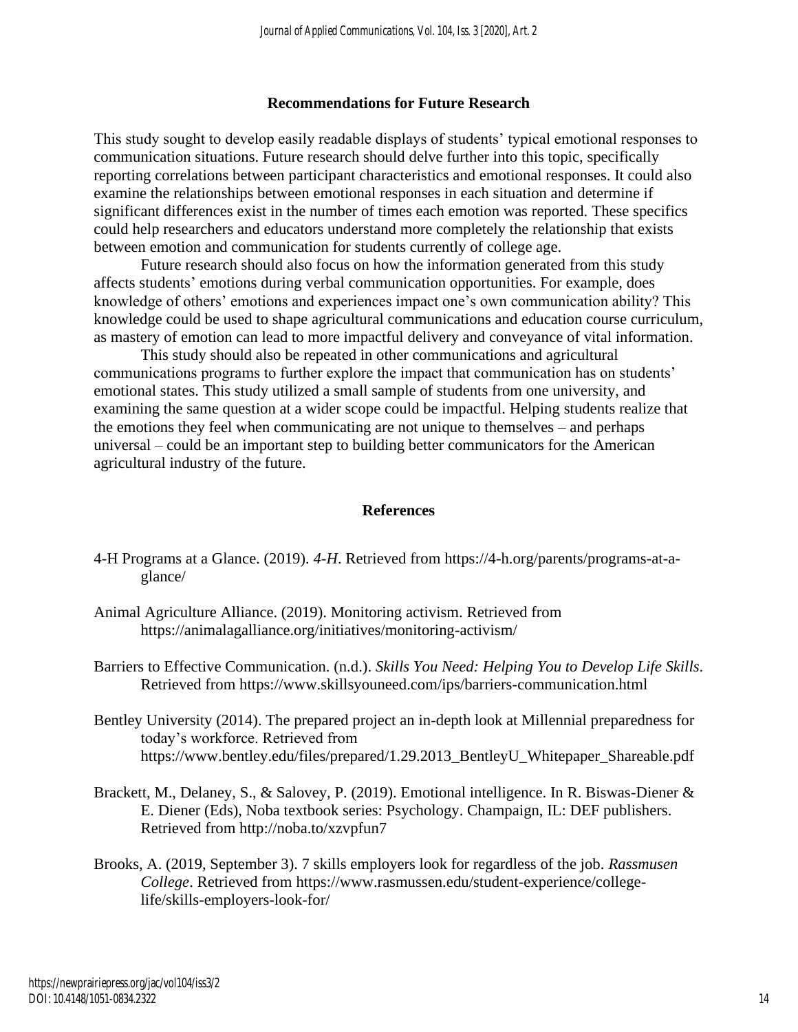## Recommendations for Future Research

This study sought to develop easily readable displays of students' typical emotional responses to communication situations. Future research should delve further into this topic, specifically reporting correlations between participant characteristics and emotional responses. It could also examine the relationships between emotional responses in each situation and determine if significant differences exist in the number of times each emotion was reported. These specifics could help researchers and educators understand more completely the relationship that exists between emotion and communication for students currently of college age.

Future research should also focus on how the information generated from this study affects students' emotions during verbal communication opportunities. For example, does knowledge of others' emotions and experiences impact one's own communication ability? This knowledge could be used to shape agricultural communications and education course curriculum, as mastery of emotion can lead to more impactful delivery and conveyance of vital information.

This study should also be repeated in other communications and agricultural communications programs to further explore the impact that communication has on students' emotional states. This study utilized a small sample of students from one university, and examining the same question at a wider scope could be impactful. Helping students realize that the emotions they feel when communicating are not unique to themselves – and perhaps universal – could be an important step to building better communicators for the American agricultural industry of the future.

## References

4-H Programs at a Glance. (2019). *4-H*. Retrieved from https://4-h.org/parents/programs-at-a-glance/

Animal Agriculture Alliance. (2019). Monitoring activism. Retrieved from https://animalagalliance.org/initiatives/monitoring-activism/

Barriers to Effective Communication. (n.d.). *Skills You Need: Helping You to Develop Life Skills*. Retrieved from https://www.skillsyouneed.com/ips/barriers-communication.html

Bentley University (2014). The prepared project an in-depth look at Millennial preparedness for today's workforce. Retrieved from https://www.bentley.edu/files/prepared/1.29.2013_BentleyU_Whitepaper_Shareable.pdf

Brackett, M., Delaney, S., & Salovey, P. (2019). Emotional intelligence. In R. Biswas-Diener & E. Diener (Eds), Noba textbook series: Psychology. Champaign, IL: DEF publishers. Retrieved from http://noba.to/xzvpfun7

Brooks, A. (2019, September 3). 7 skills employers look for regardless of the job. *Rassmusen College*. Retrieved from https://www.rasmussen.edu/student-experience/college-life/skills-employers-look-for/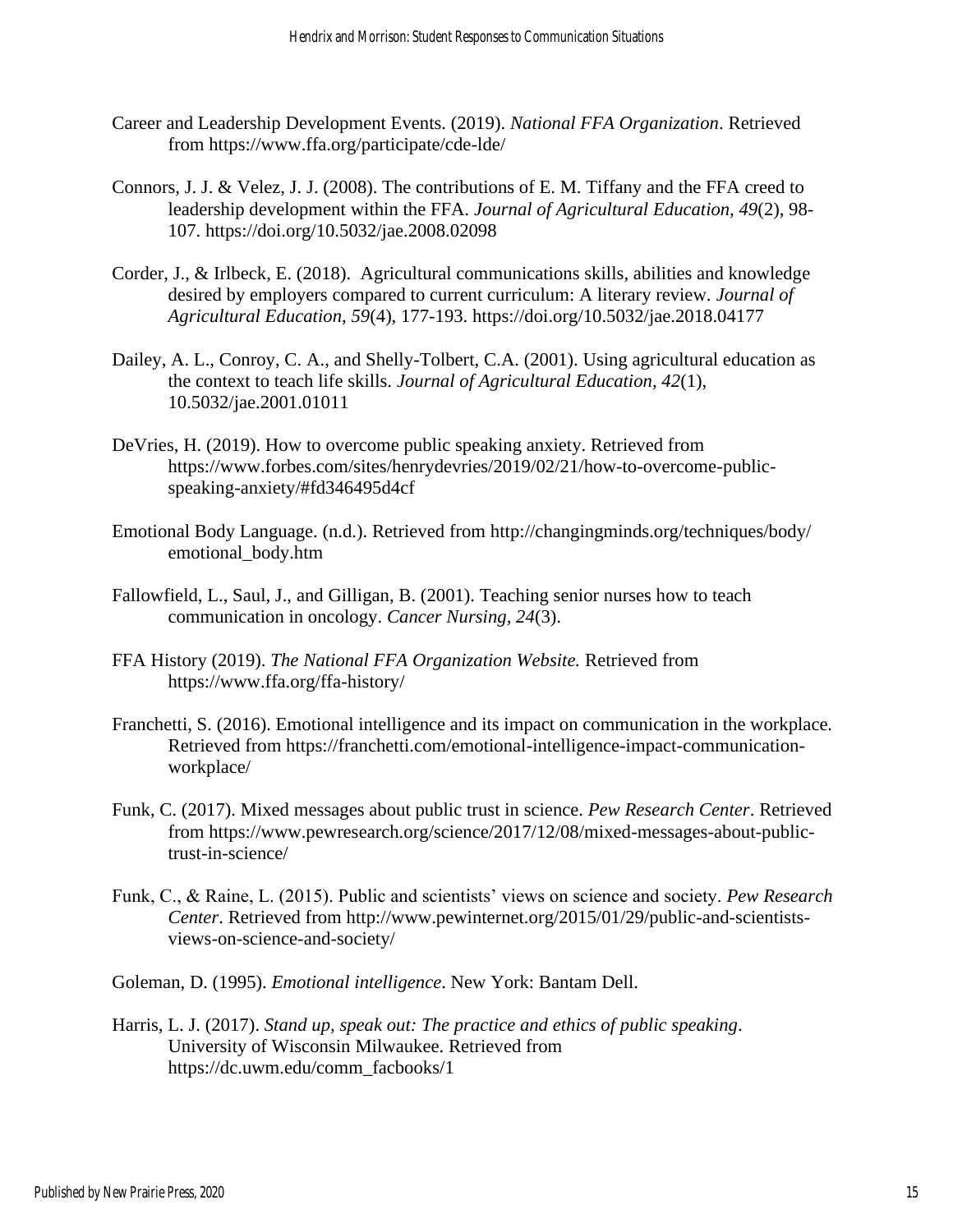Career and Leadership Development Events. (2019). *National FFA Organization*. Retrieved from https://www.ffa.org/participate/cde-lde/

Connors, J. J. & Velez, J. J. (2008). The contributions of E. M. Tiffany and the FFA creed to leadership development within the FFA. *Journal of Agricultural Education, 49*(2), 98-107. https://doi.org/10.5032/jae.2008.02098

Corder, J., & Irlbeck, E. (2018). Agricultural communications skills, abilities and knowledge desired by employers compared to current curriculum: A literary review. *Journal of Agricultural Education*, *59*(4), 177-193. https://doi.org/10.5032/jae.2018.04177

Dailey, A. L., Conroy, C. A., and Shelly-Tolbert, C.A. (2001). Using agricultural education as the context to teach life skills. *Journal of Agricultural Education, 42*(1), 10.5032/jae.2001.01011

DeVries, H. (2019). How to overcome public speaking anxiety. Retrieved from https://www.forbes.com/sites/henrydevries/2019/02/21/how-to-overcome-public-speaking-anxiety/#fd346495d4cf

Emotional Body Language. (n.d.). Retrieved from http://changingminds.org/techniques/body/emotional_body.htm

Fallowfield, L., Saul, J., and Gilligan, B. (2001). Teaching senior nurses how to teach communication in oncology. *Cancer Nursing, 24*(3).

FFA History (2019). *The National FFA Organization Website.* Retrieved from https://www.ffa.org/ffa-history/

Franchetti, S. (2016). Emotional intelligence and its impact on communication in the workplace. Retrieved from https://franchetti.com/emotional-intelligence-impact-communication-workplace/

Funk, C. (2017). Mixed messages about public trust in science. *Pew Research Center*. Retrieved from https://www.pewresearch.org/science/2017/12/08/mixed-messages-about-public-trust-in-science/

Funk, C., & Raine, L. (2015). Public and scientists' views on science and society. *Pew Research Center*. Retrieved from http://www.pewinternet.org/2015/01/29/public-and-scientists-views-on-science-and-society/

Goleman, D. (1995). *Emotional intelligence*. New York: Bantam Dell.

Harris, L. J. (2017). *Stand up, speak out: The practice and ethics of public speaking*. University of Wisconsin Milwaukee. Retrieved from https://dc.uwm.edu/comm_facbooks/1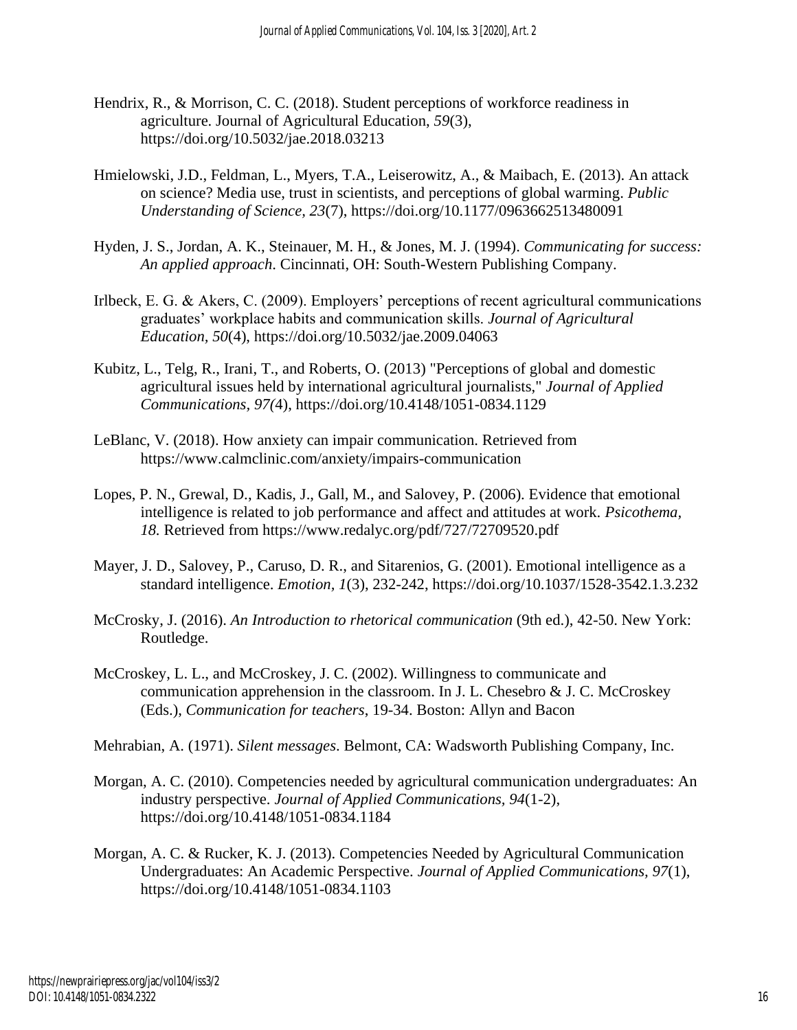Hendrix, R., & Morrison, C. C. (2018). Student perceptions of workforce readiness in agriculture. Journal of Agricultural Education, *59*(3), https://doi.org/10.5032/jae.2018.03213

Hmielowski, J.D., Feldman, L., Myers, T.A., Leiserowitz, A., & Maibach, E. (2013). An attack on science? Media use, trust in scientists, and perceptions of global warming. *Public Understanding of Science, 23*(7), https://doi.org/10.1177/0963662513480091

Hyden, J. S., Jordan, A. K., Steinauer, M. H., & Jones, M. J. (1994). *Communicating for success: An applied approach*. Cincinnati, OH: South-Western Publishing Company.

Irlbeck, E. G. & Akers, C. (2009). Employers' perceptions of recent agricultural communications graduates' workplace habits and communication skills. *Journal of Agricultural Education, 50*(4), https://doi.org/10.5032/jae.2009.04063

Kubitz, L., Telg, R., Irani, T., and Roberts, O. (2013) "Perceptions of global and domestic agricultural issues held by international agricultural journalists," *Journal of Applied Communications, 97(*4), https://doi.org/10.4148/1051-0834.1129

LeBlanc, V. (2018). How anxiety can impair communication. Retrieved from https://www.calmclinic.com/anxiety/impairs-communication

Lopes, P. N., Grewal, D., Kadis, J., Gall, M., and Salovey, P. (2006). Evidence that emotional intelligence is related to job performance and affect and attitudes at work. *Psicothema, 18.* Retrieved from https://www.redalyc.org/pdf/727/72709520.pdf

Mayer, J. D., Salovey, P., Caruso, D. R., and Sitarenios, G. (2001). Emotional intelligence as a standard intelligence. *Emotion, 1*(3), 232-242, https://doi.org/10.1037/1528-3542.1.3.232

McCrosky, J. (2016). *An Introduction to rhetorical communication* (9th ed.), 42-50. New York: Routledge.

McCroskey, L. L., and McCroskey, J. C. (2002). Willingness to communicate and communication apprehension in the classroom. In J. L. Chesebro & J. C. McCroskey (Eds.), *Communication for teachers*, 19-34. Boston: Allyn and Bacon

Mehrabian, A. (1971). *Silent messages*. Belmont, CA: Wadsworth Publishing Company, Inc.

Morgan, A. C. (2010). Competencies needed by agricultural communication undergraduates: An industry perspective. *Journal of Applied Communications, 94*(1-2), https://doi.org/10.4148/1051-0834.1184

Morgan, A. C. & Rucker, K. J. (2013). Competencies Needed by Agricultural Communication Undergraduates: An Academic Perspective. *Journal of Applied Communications, 97*(1), https://doi.org/10.4148/1051-0834.1103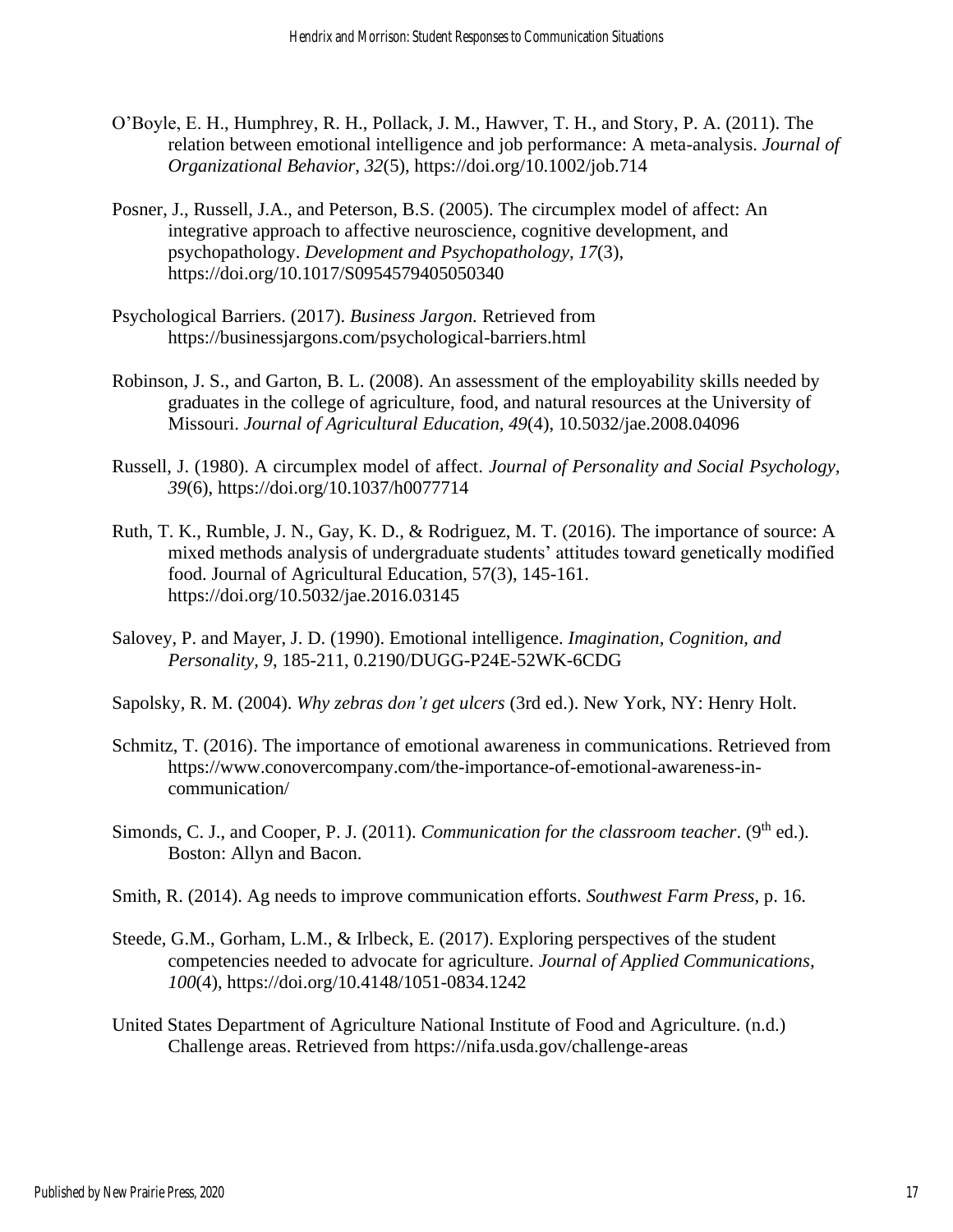O'Boyle, E. H., Humphrey, R. H., Pollack, J. M., Hawver, T. H., and Story, P. A. (2011). The relation between emotional intelligence and job performance: A meta-analysis. *Journal of Organizational Behavior, 32*(5), https://doi.org/10.1002/job.714

Posner, J., Russell, J.A., and Peterson, B.S. (2005). The circumplex model of affect: An integrative approach to affective neuroscience, cognitive development, and psychopathology. *Development and Psychopathology, 17*(3), https://doi.org/10.1017/S0954579405050340

Psychological Barriers. (2017). *Business Jargon.* Retrieved from https://businessjargons.com/psychological-barriers.html

Robinson, J. S., and Garton, B. L. (2008). An assessment of the employability skills needed by graduates in the college of agriculture, food, and natural resources at the University of Missouri. *Journal of Agricultural Education, 49*(4), 10.5032/jae.2008.04096

Russell, J. (1980). A circumplex model of affect. *Journal of Personality and Social Psychology, 39*(6), https://doi.org/10.1037/h0077714

Ruth, T. K., Rumble, J. N., Gay, K. D., & Rodriguez, M. T. (2016). The importance of source: A mixed methods analysis of undergraduate students' attitudes toward genetically modified food. Journal of Agricultural Education, 57(3), 145-161. https://doi.org/10.5032/jae.2016.03145

Salovey, P. and Mayer, J. D. (1990). Emotional intelligence. *Imagination, Cognition, and Personality, 9*, 185-211, 0.2190/DUGG-P24E-52WK-6CDG

Sapolsky, R. M. (2004). *Why zebras don't get ulcers* (3rd ed.). New York, NY: Henry Holt.

Schmitz, T. (2016). The importance of emotional awareness in communications. Retrieved from https://www.conovercompany.com/the-importance-of-emotional-awareness-in-communication/

Simonds, C. J., and Cooper, P. J. (2011). *Communication for the classroom teacher*. (9th ed.). Boston: Allyn and Bacon.

Smith, R. (2014). Ag needs to improve communication efforts. *Southwest Farm Press*, p. 16.

Steede, G.M., Gorham, L.M., & Irlbeck, E. (2017). Exploring perspectives of the student competencies needed to advocate for agriculture. *Journal of Applied Communications, 100*(4), https://doi.org/10.4148/1051-0834.1242

United States Department of Agriculture National Institute of Food and Agriculture. (n.d.) Challenge areas. Retrieved from https://nifa.usda.gov/challenge-areas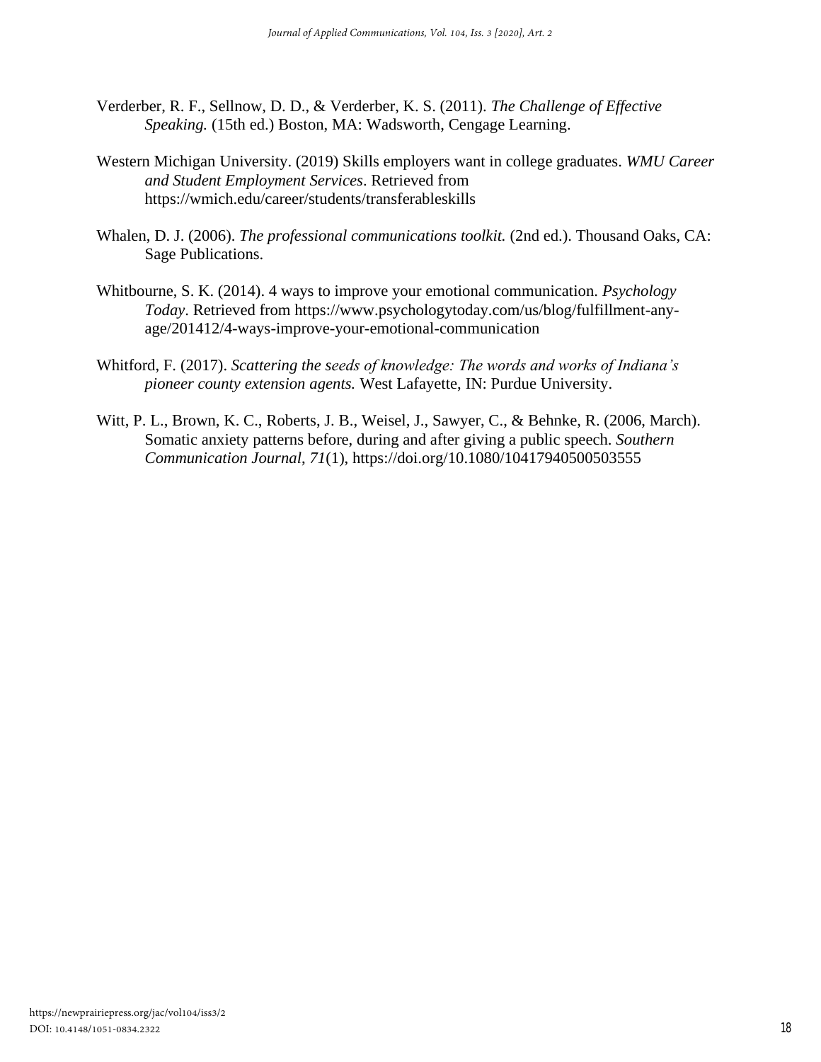Verderber, R. F., Sellnow, D. D., & Verderber, K. S. (2011). *The Challenge of Effective Speaking.* (15th ed.) Boston, MA: Wadsworth, Cengage Learning.

Western Michigan University. (2019) Skills employers want in college graduates. *WMU Career and Student Employment Services*. Retrieved from https://wmich.edu/career/students/transferableskills

Whalen, D. J. (2006). *The professional communications toolkit.* (2nd ed.). Thousand Oaks, CA: Sage Publications.

Whitbourne, S. K. (2014). 4 ways to improve your emotional communication. *Psychology Today*. Retrieved from https://www.psychologytoday.com/us/blog/fulfillment-any-age/201412/4-ways-improve-your-emotional-communication

Whitford, F. (2017). *Scattering the seeds of knowledge: The words and works of Indiana's pioneer county extension agents.* West Lafayette, IN: Purdue University.

Witt, P. L., Brown, K. C., Roberts, J. B., Weisel, J., Sawyer, C., & Behnke, R. (2006, March). Somatic anxiety patterns before, during and after giving a public speech. *Southern Communication Journal*, *71*(1), https://doi.org/10.1080/10417940500503555